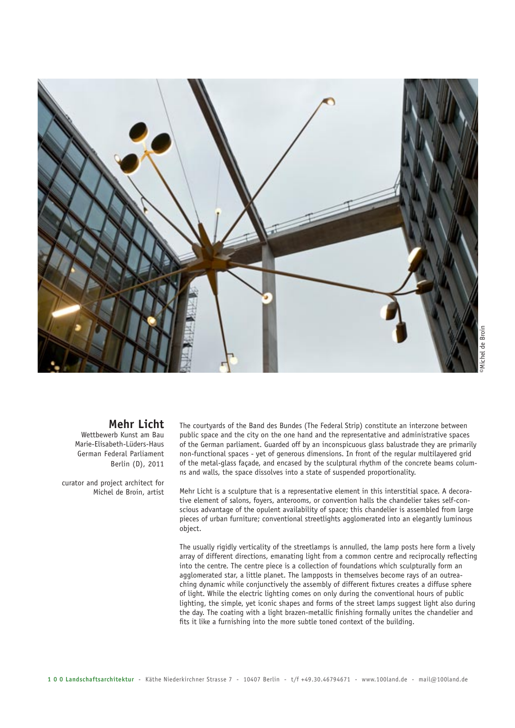©Michel de Broin

## Mehr Licht

Wettbewerb Kunst am Bau
Marie-Elisabeth-Lüders-Haus
German Federal Parliament
Berlin (D), 2011

curator and project architect for
Michel de Broin, artist

The courtyards of the Band des Bundes (The Federal Strip) constitute an interzone between public space and the city on the one hand and the representative and administrative spaces of the German parliament. Guarded off by an inconspicuous glass balustrade they are primarily non-functional spaces - yet of generous dimensions. In front of the regular multilayered grid of the metal-glass façade, and encased by the sculptural rhythm of the concrete beams columns and walls, the space dissolves into a state of suspended proportionality.

Mehr Licht is a sculpture that is a representative element in this interstitial space. A decorative element of salons, foyers, anterooms, or convention halls the chandelier takes self-conscious advantage of the opulent availability of space; this chandelier is assembled from large pieces of urban furniture; conventional streetlights agglomerated into an elegantly luminous object.

The usually rigidly verticality of the streetlamps is annulled, the lamp posts here form a lively array of different directions, emanating light from a common centre and reciprocally reflecting into the centre. The centre piece is a collection of foundations which sculpturally form an agglomerated star, a little planet. The lampposts in themselves become rays of an outreaching dynamic while conjunctively the assembly of different fixtures creates a diffuse sphere of light. While the electric lighting comes on only during the conventional hours of public lighting, the simple, yet iconic shapes and forms of the street lamps suggest light also during the day. The coating with a light brazen-metallic finishing formally unites the chandelier and fits it like a furnishing into the more subtle toned context of the building.

**1 0 0 Landschaftsarchitektur** - Käthe Niederkirchner Strasse 7 - 10407 Berlin - t/f +49.30.46794671 - www.100land.de - mail@100land.de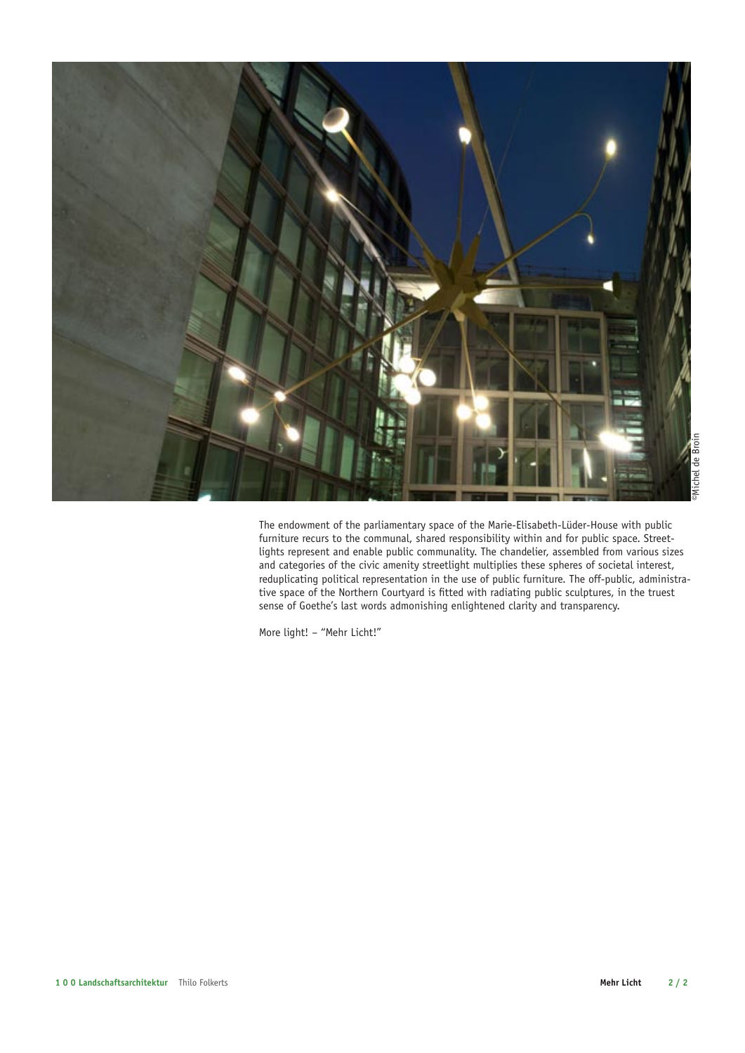©Michel de Broin

The endowment of the parliamentary space of the Marie-Elisabeth-Lüder-House with public furniture recurs to the communal, shared responsibility within and for public space. Streetlights represent and enable public communality. The chandelier, assembled from various sizes and categories of the civic amenity streetlight multiplies these spheres of societal interest, reduplicating political representation in the use of public furniture. The off-public, administrative space of the Northern Courtyard is fitted with radiating public sculptures, in the truest sense of Goethe's last words admonishing enlightened clarity and transparency.

More light! – "Mehr Licht!"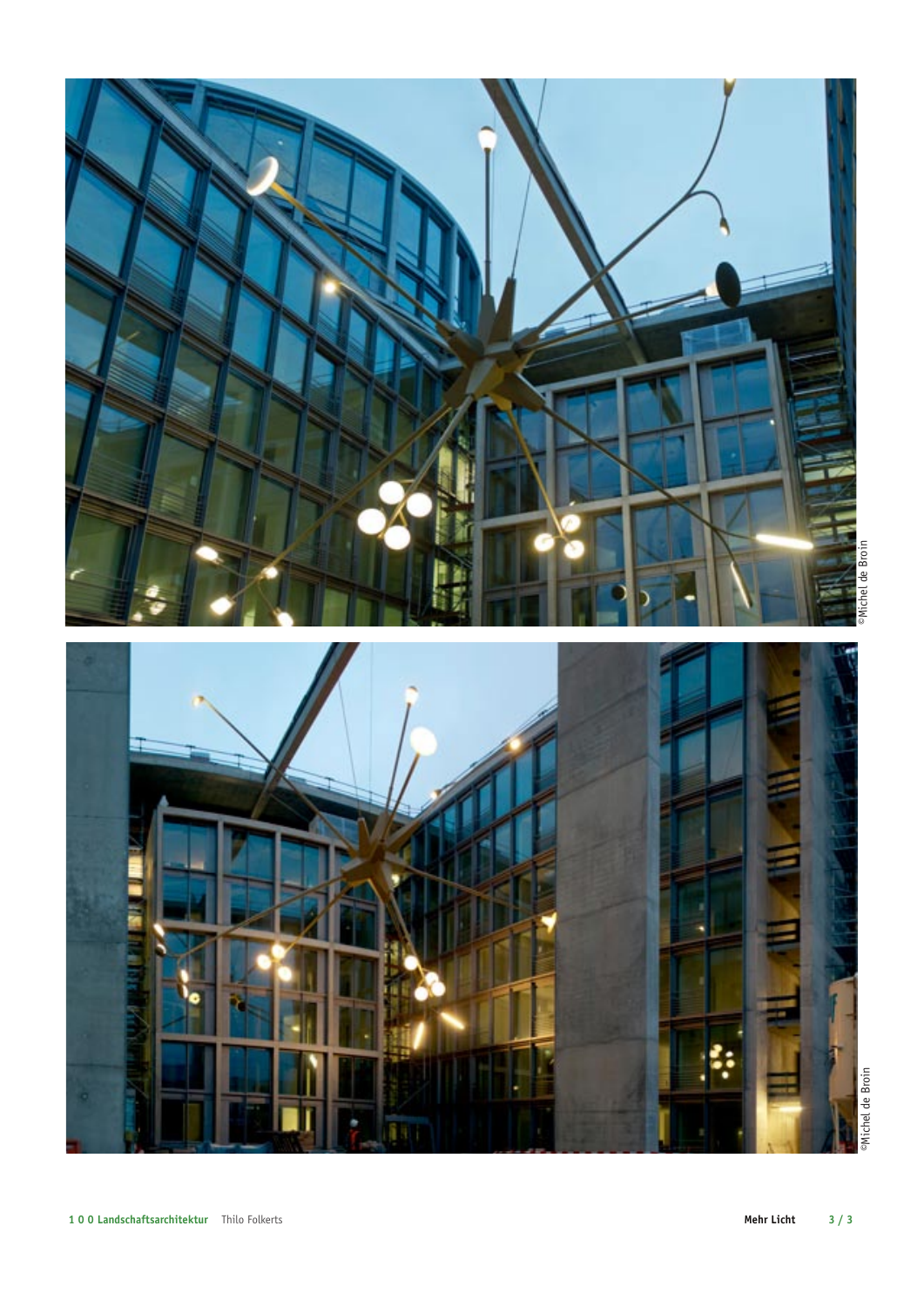©Michel de Broin

©Michel de Broin